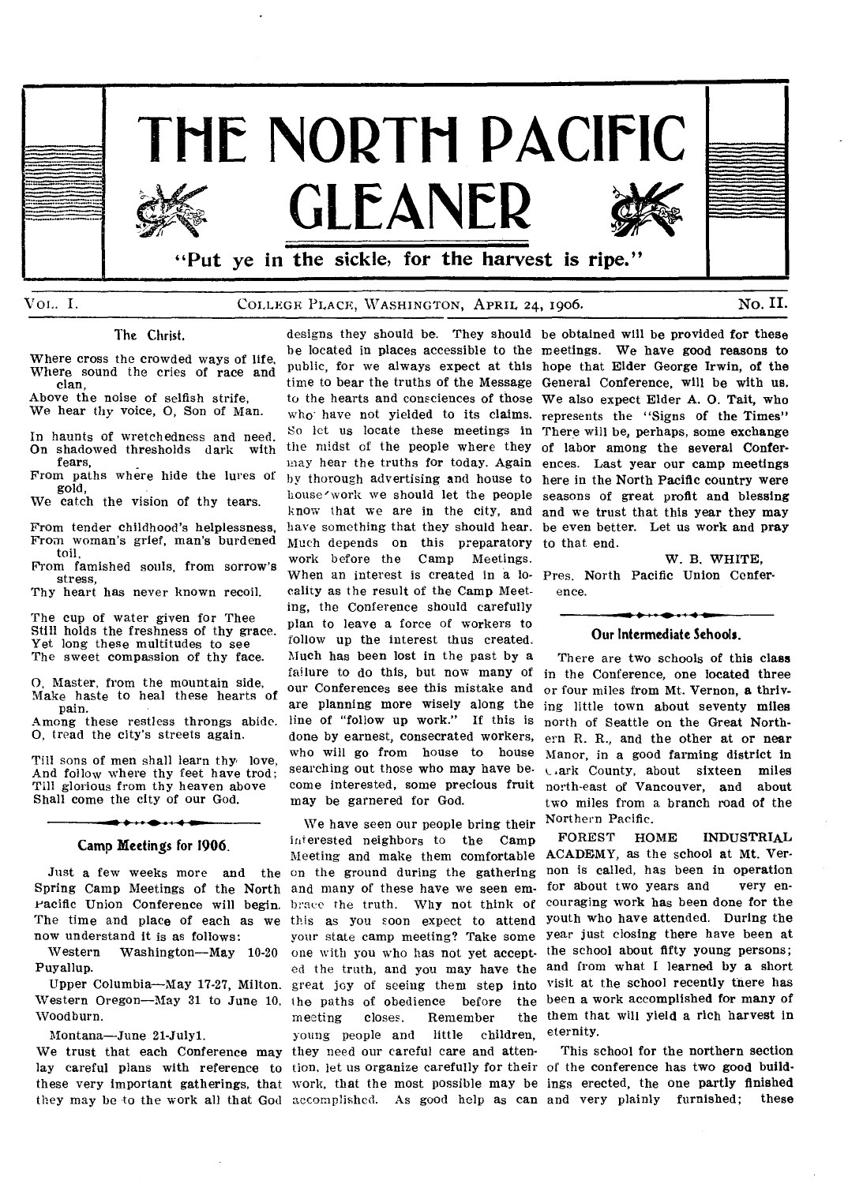# THE NORTH PACIFIC GLEANER

"Put ye in the sickle, for the harvest is ripe."

VOL. I. COLLEGE PLACE, WASHINGTON, APRIL 24, 1906. No. II.

### The Christ.

Where cross the crowded ways of life,
Where sound the cries of race and clan,
Above the noise of selfish strife,
We hear thy voice, O, Son of Man.

In haunts of wretchedness and need,
On shadowed thresholds dark with fears,
From paths where hide the lures of gold,
We catch the vision of thy tears.

From tender childhood's helplessness,
From woman's grief, man's burdened toil,
From famished souls, from sorrow's stress,
Thy heart has never known recoil.

The cup of water given for Thee
Still holds the freshness of thy grace.
Yet long these multitudes to see
The sweet compassion of thy face.

O, Master, from the mountain side,
Make haste to heal these hearts of pain.
Among these restless throngs abide.
O, tread the city's streets again.

Till sons of men shall learn thy love,
And follow where thy feet have trod;
Till glorious from thy heaven above
Shall come the city of our God.

### Camp Meetings for 1906.

Just a few weeks more and the Spring Camp Meetings of the North Pacific Union Conference will begin. The time and place of each as we now understand it is as follows:

Western Washington—May 10-20 Puyallup.

Upper Columbia—May 17-27, Milton.

Western Oregon—May 31 to June 10, Woodburn.

Montana—June 21-July1.

We trust that each Conference may lay careful plans with reference to these very important gatherings, that they may be to the work all that God designs they should be. They should be located in places accessible to the public, for we always expect at this time to bear the truths of the Message to the hearts and consciences of those who have not yielded to its claims. So let us locate these meetings in the midst of the people where they may hear the truths for today. Again by thorough advertising and house to house work we should let the people know that we are in the city, and have something that they should hear. Much depends on this preparatory work before the Camp Meetings. When an interest is created in a locality as the result of the Camp Meeting, the Conference should carefully plan to leave a force of workers to follow up the interest thus created. Much has been lost in the past by a failure to do this, but now many of our Conferences see this mistake and are planning more wisely along the line of "follow up work." If this is done by earnest, consecrated workers, who will go from house to house searching out those who may have become interested, some precious fruit may be garnered for God.

We have seen our people bring their interested neighbors to the Camp Meeting and make them comfortable on the ground during the gathering and many of these have we seen embrace the truth. Why not think of this as you soon expect to attend your state camp meeting? Take some one with you who has not yet accepted the truth, and you may have the great joy of seeing them step into the paths of obedience before the meeting closes. Remember the young people and little children, they need our careful care and attention, let us organize carefully for their work, that the most possible may be accomplished. As good help as can be obtained will be provided for these meetings. We have good reasons to hope that Elder George Irwin, of the General Conference, will be with us. We also expect Elder A. O. Tait, who represents the "Signs of the Times" There will be, perhaps, some exchange of labor among the several Conferences. Last year our camp meetings here in the North Pacific country were seasons of great profit and blessing and we trust that this year they may be even better. Let us work and pray to that end.

W. B. WHITE,
Pres. North Pacific Union Conference.

### Our Intermediate Schools.

There are two schools of this class in the Conference, one located three or four miles from Mt. Vernon, a thriving little town about seventy miles north of Seattle on the Great Northern R. R., and the other at or near Manor, in a good farming district in Clark County, about sixteen miles north-east of Vancouver, and about two miles from a branch road of the Northern Pacific.

FOREST HOME INDUSTRIAL ACADEMY, as the school at Mt. Vernon is called, has been in operation for about two years and very encouraging work has been done for the youth who have attended. During the year just closing there have been at the school about fifty young persons; and from what I learned by a short visit at the school recently there has been a work accomplished for many of them that will yield a rich harvest in eternity.

This school for the northern section of the conference has two good buildings erected, the one partly finished and very plainly furnished; these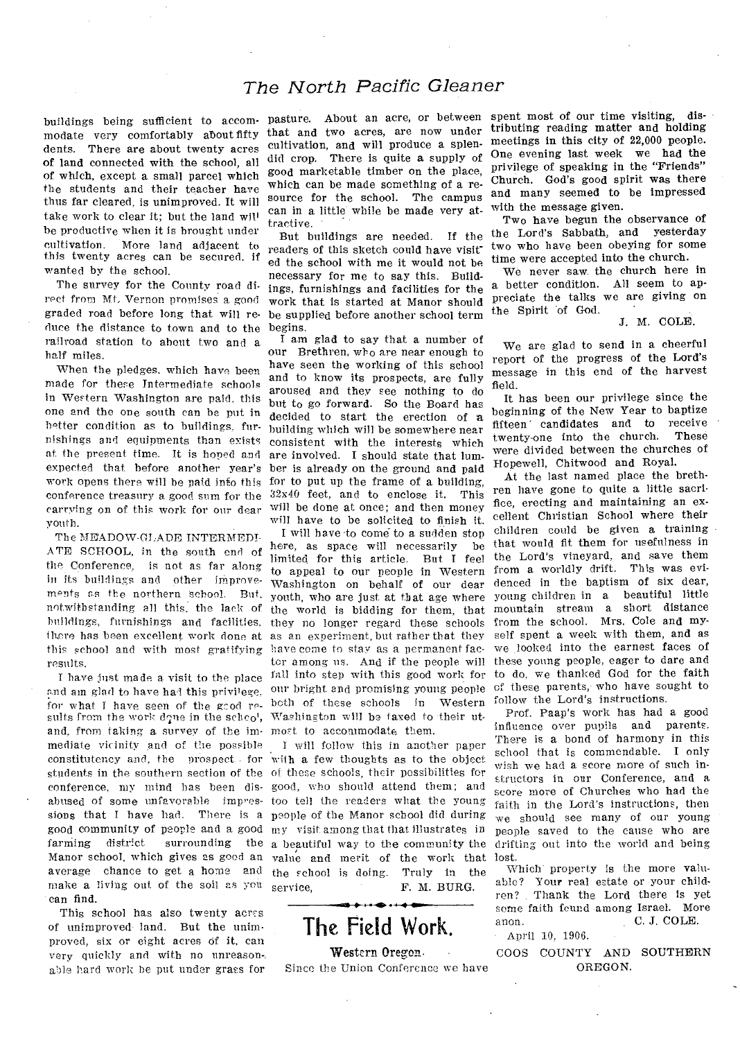buildings being sufficient to accommodate very comfortably about fifty dents. There are about twenty acres of land connected with the school, all of which, except a small parcel which the students and their teacher have thus far cleared, is unimproved. It will take work to clear it; but the land will be productive when it is brought under cultivation. More land adjacent to this twenty acres can be secured, if wanted by the school.

The survey for the County road direct from Mt. Vernon promises a good graded road before long that will reduce the distance to town and to the railroad station to about two and a half miles.

When the pledges, which have been made for these Intermediate schools in Western Washington are paid, this one and the one south can be put in better condition as to buildings, furnishings and equipments than exists at the present time. It is hoped and expected that before another year's work opens there will be paid into this conference treasury a good sum for the carrying on of this work for our dear youth.

The MEADOW-GLADE INTERMEDIATE SCHOOL, in the south end of the Conference, is not as far along in its buildings and other improvements as the northern school. But, notwithstanding all this, the lack of buildings, furnishings and facilities, there has been excellent work done at this school and with most gratifying results.

I have just made a visit to the place and am glad to have had this privilege, for what I have seen of the good results from the work done in the school, and, from taking a survey of the immediate vicinity and of the possible constitutency and, the prospect for students in the southern section of the conference, my mind has been disabused of some unfavorable impressions that I have had. There is a good community of people and a good farming district surrounding the Manor school, which gives as good an average chance to get a home and make a living out of the soil as you can find.

This school has also twenty acres of unimproved land. But the unimproved, six or eight acres of it, can very quickly and with no unreasonable hard work be put under grass for pasture. About an acre, or between that and two acres, are now under cultivation, and will produce a splendid crop. There is quite a supply of good marketable timber on the place, which can be made something of a resource for the school. The campus can in a little while be made very attractive.

But buildings are needed. If the readers of this sketch could have visited the school with me it would not be necessary for me to say this. Buildings, furnishings and facilities for the work that is started at Manor should be supplied before another school term begins.

I am glad to say that a number of our Brethren, who are near enough to have seen the working of this school and to know its prospects, are fully aroused and they see nothing to do but to go forward. So the Board has decided to start the erection of a building which will be somewhere near consistent with the interests which are involved. I should state that lumber is already on the ground and paid for to put up the frame of a building, 32x40 feet, and to enclose it. This will be done at once; and then money will have to be solicited to finish it.

I will have to come to a sudden stop here, as space will necessarily be limited for this article. But I feel to appeal to our people in Western Washington on behalf of our dear youth, who are just at that age where the world is bidding for them, that they no longer regard these schools as an experiment, but rather that they have come to stay as a permanent factor among us. And if the people will fall into step with this good work for our bright and promising young people both of these schools in Western Washington will be taxed to their utmost to accommodate them.

I will follow this in another paper with a few thoughts as to the object of these schools, their possibilities for good, who should attend them; and too tell the readers what the young people of the Manor school did during my visit among that that illustrates in a beautiful way to the community the value and merit of the work that the school is doing. Truly in the service,

F. M. BURG.

# The Field Work.

## Western Oregon.

Since the Union Conference we have spent most of our time visiting, distributing reading matter and holding meetings in this city of 22,000 people. One evening last week we had the privilege of speaking in the "Friends" Church. God's good spirit was there and many seemed to be impressed with the message given.

Two have begun the observance of the Lord's Sabbath, and yesterday two who have been obeying for some time were accepted into the church.

We never saw the church here in a better condition. All seem to appreciate the talks we are giving on the Spirit of God.

J. M. COLE.

We are glad to send in a cheerful report of the progress of the Lord's message in this end of the harvest field.

It has been our privilege since the beginning of the New Year to baptize fifteen candidates and to receive twenty-one into the church. These were divided between the churches of Hopewell, Chitwood and Royal.

At the last named place the brethren have gone to quite a little sacrifice, erecting and maintaining an excellent Christian School where their children could be given a training that would fit them for usefulness in the Lord's vineyard, and save them from a worldly drift. This was evidenced in the baptism of six dear, young children in a beautiful little mountain stream a short distance from the school. Mrs. Cole and myself spent a week with them, and as we looked into the earnest faces of these young people, eager to dare and to do, we thanked God for the faith of these parents, who have sought to follow the Lord's instructions.

Prof. Paap's work has had a good influence over pupils and parents. There is a bond of harmony in this school that is commendable. I only wish we had a score more of such instructors in our Conference, and a score more of Churches who had the faith in the Lord's instructions, then we should see many of our young people saved to the cause who are drifting out into the world and being lost.

Which property is the more valuable? Your real estate or your children? Thank the Lord there is yet some faith found among Israel. More anon.

C. J. COLE.

April 10, 1906.

## COOS COUNTY AND SOUTHERN OREGON.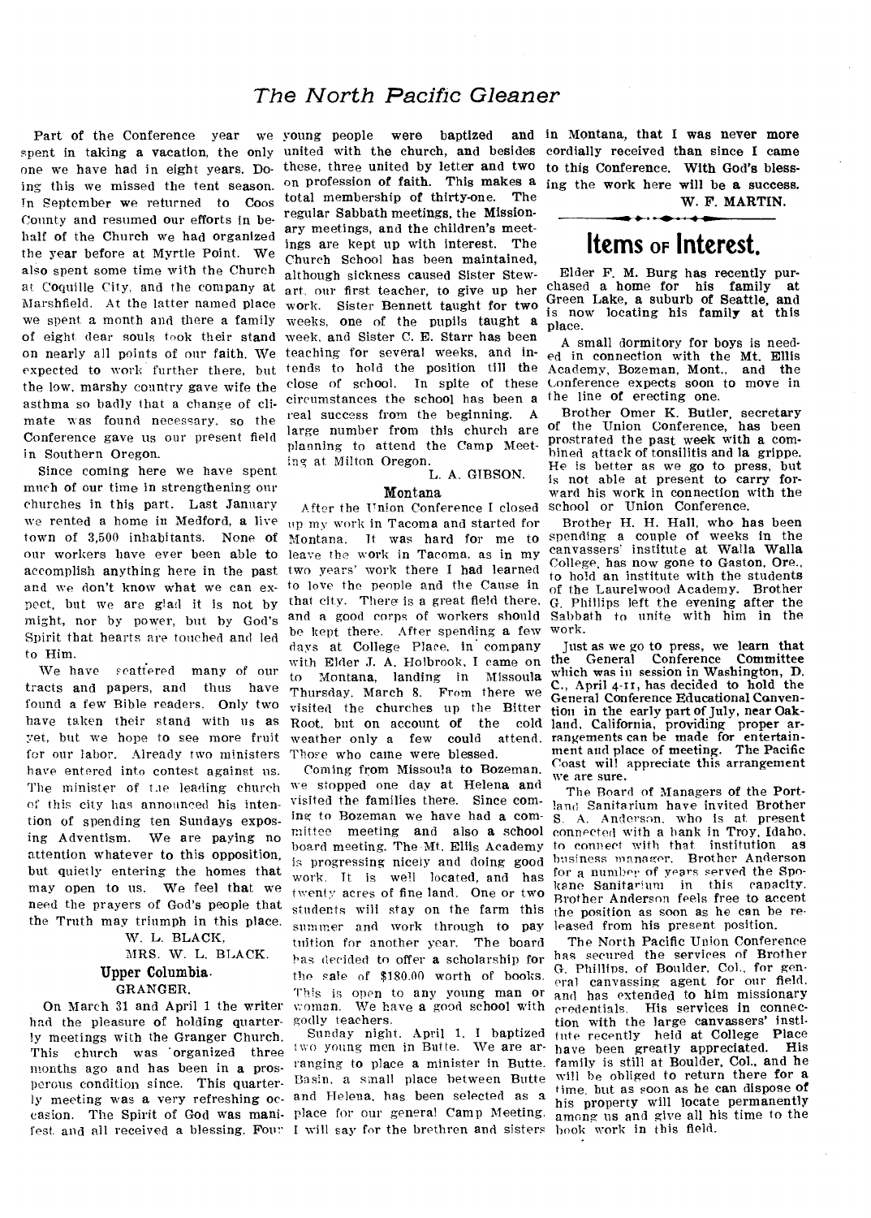Part of the Conference year we spent in taking a vacation, the only one we have had in eight years. Doing this we missed the tent season. In September we returned to Coos County and resumed our efforts in behalf of the Church we had organized the year before at Myrtle Point. We also spent some time with the Church at Coquille City, and the company at Marshfield. At the latter named place we spent a month and there a family of eight dear souls took their stand on nearly all points of our faith. We expected to work further there, but the low, marshy country gave wife the asthma so badly that a change of climate was found necessary, so the Conference gave us our present field in Southern Oregon.

Since coming here we have spent much of our time in strengthening our churches in this part. Last January we rented a home in Medford, a live town of 3,500 inhabitants. None of our workers have ever been able to accomplish anything here in the past and we don't know what we can expect, but we are glad it is not by might, nor by power, but by God's Spirit that hearts are touched and led to Him.

We have scattered many of our tracts and papers, and thus have found a few Bible readers. Only two have taken their stand with us as yet, but we hope to see more fruit for our labor. Already two ministers have entered into contest against us. The minister of the leading church of this city has announced his intention of spending ten Sundays exposing Adventism. We are paying no attention whatever to this opposition, but quietly entering the homes that may open to us. We feel that we need the prayers of God's people that the Truth may triumph in this place.

W. L. BLACK,
MRS. W. L. BLACK.

### Upper Columbia.

**GRANGER.**

On March 31 and April 1 the writer had the pleasure of holding quarterly meetings with the Granger Church. This church was organized three months ago and has been in a prosperous condition since. This quarterly meeting was a very refreshing occasion. The Spirit of God was manifest and all received a blessing. Four young people were baptized and united with the church, and besides these, three united by letter and two on profession of faith. This makes a total membership of thirty-one. The regular Sabbath meetings, the Missionary meetings, and the children's meetings are kept up with interest. The Church School has been maintained, although sickness caused Sister Stewart, our first teacher, to give up her work. Sister Bennett taught for two weeks, one of the pupils taught a week, and Sister C. E. Starr has been teaching for several weeks, and intends to hold the position till the close of school. In spite of these circumstances the school has been a real success from the beginning. A large number from this church are planning to attend the Camp Meeting at Milton Oregon.

L. A. GIBSON.

### Montana

After the Union Conference I closed up my work in Tacoma and started for Montana. It was hard for me to leave the work in Tacoma, as in my two years' work there I had learned to love the people and the Cause in that city. There is a great field there, and a good corps of workers should be kept there. After spending a few days at College Place, in company with Elder J. A. Holbrook, I came on to Montana, landing in Missoula Thursday, March 8. From there we visited the churches up the Bitter Root, but on account of the cold weather only a few could attend. Those who came were blessed.

Coming from Missoula to Bozeman, we stopped one day at Helena and visited the families there. Since coming to Bozeman we have had a committee meeting and also a school board meeting. The Mt. Ellis Academy is progressing nicely and doing good work. It is well located, and has twenty acres of fine land. One or two students will stay on the farm this summer and work through to pay tuition for another year. The board has decided to offer a scholarship for the sale of $180.00 worth of books. This is open to any young man or woman. We have a good school with godly teachers.

Sunday night, April 1, I baptized two young men in Butte. We are arranging to place a minister in Butte. Basin, a small place between Butte and Helena, has been selected as a place for our general Camp Meeting. I will say for the brethren and sisters in Montana, that I was never more cordially received than since I came to this Conference. With God's blessing the work here will be a success.

W. F. MARTIN.

## Items of Interest.

Elder F. M. Burg has recently purchased a home for his family at Green Lake, a suburb of Seattle, and is now locating his family at this place.

A small dormitory for boys is needed in connection with the Mt. Ellis Academy, Bozeman, Mont., and the Conference expects soon to move in the line of erecting one.

Brother Omer K. Butler, secretary of the Union Conference, has been prostrated the past week with a combined attack of tonsilitis and la grippe. He is better as we go to press, but is not able at present to carry forward his work in connection with the school or Union Conference.

Brother H. H. Hall, who has been spending a couple of weeks in the canvassers' institute at Walla Walla College, has now gone to Gaston, Ore., to hold an institute with the students of the Laurelwood Academy. Brother G. Phillips left the evening after the Sabbath to unite with him in the work.

Just as we go to press, we learn that the General Conference Committee which was in session in Washington, D. C., April 4-11, has decided to hold the General Conference Educational Convention in the early part of July, near Oakland, California, providing proper arrangements can be made for entertainment and place of meeting. The Pacific Coast will appreciate this arrangement we are sure.

The Board of Managers of the Portland Sanitarium have invited Brother S. A. Anderson, who is at present connected with a bank in Troy, Idaho, to connect with that institution as business manager. Brother Anderson for a number of years served the Spokane Sanitarium in this capacity. Brother Anderson feels free to accept the position as soon as he can be released from his present position.

The North Pacific Union Conference has secured the services of Brother G. Phillips, of Boulder, Col., for general canvassing agent for our field, and has extended to him missionary credentials. His services in connection with the large canvassers' institute recently held at College Place have been greatly appreciated. His family is still at Boulder, Col., and he will be obliged to return there for a time, but as soon as he can dispose of his property will locate permanently among us and give all his time to the book work in this field.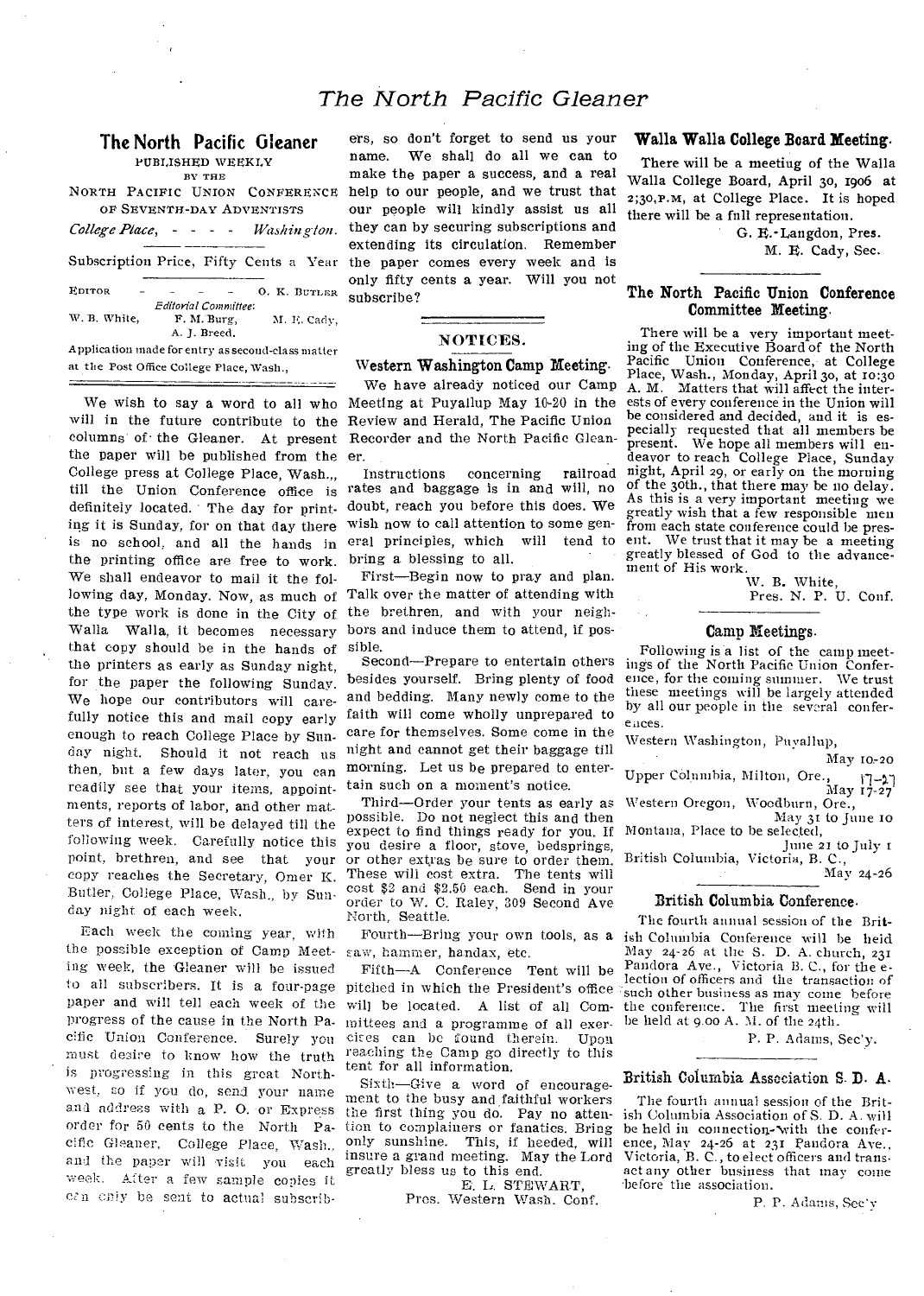# The North Pacific Gleaner

## The North Pacific Gleaner

PUBLISHED WEEKLY
BY THE
NORTH PACIFIC UNION CONFERENCE
OF SEVENTH-DAY ADVENTISTS

*College Place, - - - - Washington.*

Subscription Price, Fifty Cents a Year

EDITOR - - - - O. K. BUTLER

*Editorial Committee:*
W. B. White, F. M. Burg, M. E. Cady,
A. J. Breed.

Application made for entry as second-class matter at the Post Office College Place, Wash.,

We wish to say a word to all who will in the future contribute to the columns of the Gleaner. At present the paper will be published from the College press at College Place, Wash., till the Union Conference office is definitely located. The day for printing it is Sunday, for on that day there is no school, and all the hands in the printing office are free to work. We shall endeavor to mail it the following day, Monday. Now, as much of the type work is done in the City of Walla Walla, it becomes necessary that copy should be in the hands of the printers as early as Sunday night, for the paper the following Sunday. We hope our contributors will carefully notice this and mail copy early enough to reach College Place by Sunday night. Should it not reach us then, but a few days later, you can readily see that your items, appointments, reports of labor, and other matters of interest, will be delayed till the following week. Carefully notice this point, brethren, and see that your copy reaches the Secretary, Omer K. Butler, College Place, Wash., by Sunday night of each week.

Each week the coming year, with the possible exception of Camp Meeting week, the Gleaner will be issued to all subscribers. It is a four-page paper and will tell each week of the progress of the cause in the North Pacific Union Conference. Surely you must desire to know how the truth is progressing in this great Northwest, so if you do, send your name and address with a P. O. or Express order for 50 cents to the North Pacific Gleaner, College Place, Wash., and the paper will visit you each week. After a few sample copies it can only be sent to actual subscribers, so don't forget to send us your name. We shall do all we can to make the paper a success, and a real help to our people, and we trust that our people will kindly assist us all they can by securing subscriptions and extending its circulation. Remember the paper comes every week and is only fifty cents a year. Will you not subscribe?

## NOTICES.

### Western Washington Camp Meeting.

We have already noticed our Camp Meeting at Puyallup May 10-20 in the Review and Herald, The Pacific Union Recorder and the North Pacific Gleaner.

Instructions concerning railroad rates and baggage is in and will, no doubt, reach you before this does. We wish now to call attention to some general principles, which will tend to bring a blessing to all.

First—Begin now to pray and plan. Talk over the matter of attending with the brethren, and with your neighbors and induce them to attend, if possible.

Second—Prepare to entertain others besides yourself. Bring plenty of food and bedding. Many newly come to the faith will come wholly unprepared to care for themselves. Some come in the night and cannot get their baggage till morning. Let us be prepared to entertain such on a moment's notice.

Third—Order your tents as early as possible. Do not neglect this and then expect to find things ready for you. If you desire a floor, stove, bedsprings, or other extras be sure to order them. These will cost extra. The tents will cost $2 and $2.50 each. Send in your order to W. C. Raley, 309 Second Ave North, Seattle.

Fourth—Bring your own tools, as a saw, hammer, handax, etc.

Fifth—A Conference Tent will be pitched in which the President's office will be located. A list of all Committees and a programme of all exercises can be found therein. Upon reaching the Camp go directly to this tent for all information.

Sixth—Give a word of encouragement to the busy and faithful workers the first thing you do. Pay no attention to complainers or fanatics. Bring only sunshine. This, if heeded, will insure a grand meeting. May the Lord greatly bless us to this end.

E. L. STEWART,
Pres. Western Wash. Conf.

### Walla Walla College Board Meeting.

There will be a meeting of the Walla Walla College Board, April 30, 1906 at 2:30 P.M, at College Place. It is hoped there will be a full representation.

G. E. Langdon, Pres.
M. E. Cady, Sec.

### The North Pacific Union Conference Committee Meeting.

There will be a very important meeting of the Executive Board of the North Pacific Union Conference, at College Place, Wash., Monday, April 30, at 10:30 A. M. Matters that will affect the interests of every conference in the Union will be considered and decided, and it is especially requested that all members be present. We hope all members will endeavor to reach College Place, Sunday night, April 29, or early on the morning of the 30th., that there may be no delay. As this is a very important meeting we greatly wish that a few responsible men from each state conference could be present. We trust that it may be a meeting greatly blessed of God to the advancement of His work.

W. B. White,
Pres. N. P. U. Conf.

### Camp Meetings.

Following is a list of the camp meetings of the North Pacific Union Conference, for the coming summer. We trust these meetings will be largely attended by all our people in the several conferences.

Western Washington, Puyallup, May 10-20
Upper Columbia, Milton, Ore., ~~May 17-27~~ 17-27
Western Oregon, Woodburn, Ore., May 31 to June 10
Montana, Place to be selected, June 21 to July 1
British Columbia, Victoria, B. C., May 24-26

### British Columbia Conference.

The fourth annual session of the British Columbia Conference will be held May 24-26 at the S. D. A. church, 231 Pandora Ave., Victoria B. C., for the election of officers and the transaction of such other business as may come before the conference. The first meeting will be held at 9.00 A. M. of the 24th.

P. P. Adams, Sec'y.

### British Columbia Association S. D. A.

The fourth annual session of the British Columbia Association of S. D. A. will be held in connection with the conference, May 24-26 at 231 Pandora Ave., Victoria, B. C., to elect officers and transact any other business that may come before the association.

P. P. Adams, Sec'y